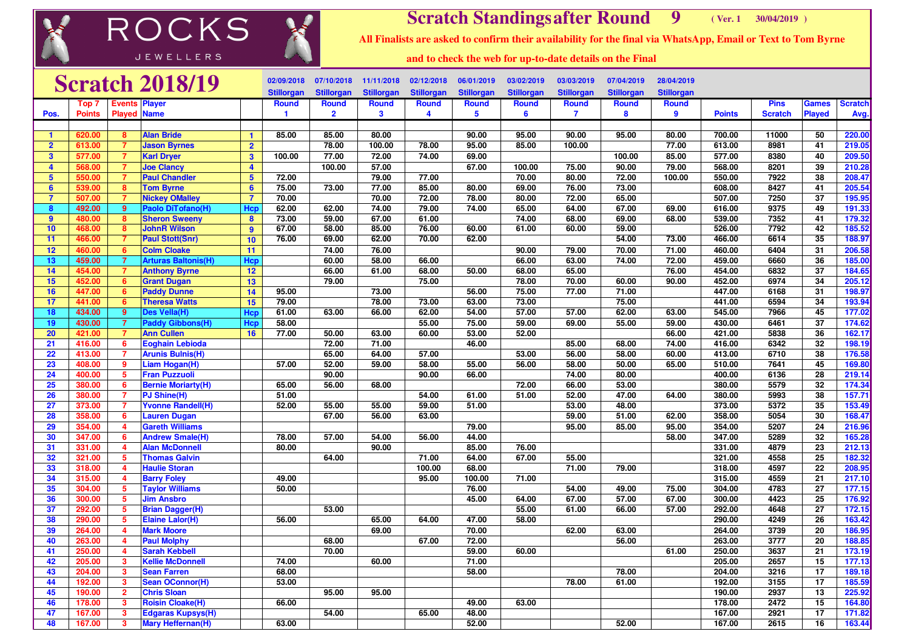# ROCKS JEWELLERS

## Scratch Standings after Round 9 ( Ver. 1 30/04/2019 )

**All Finalists are asked to confirm their availability for the final via WhatsApp, Email or Text to Tom Byrne and to check the web for up-to-date details on the Final**

# Scratch 2018/19

| | | | | | 02/09/2018 Stillorgan | 07/10/2018 Stillorgan | 11/11/2018 Stillorgan | 02/12/2018 Stillorgan | 06/01/2019 Stillorgan | 03/02/2019 Stillorgan | 03/03/2019 Stillorgan | 07/04/2019 Stillorgan | 28/04/2019 Stillorgan | | | | |
|---|---|---|---|---|---|---|---|---|---|---|---|---|---|---|---|---|---|
| Pos. | Top 7 Points | Events Played | Player Name | | Round 1 | Round 2 | Round 3 | Round 4 | Round 5 | Round 6 | Round 7 | Round 8 | Round 9 | Points | Pins Scratch | Games Played | Scratch Avg. |
| 1 | 620.00 | 8 | Alan Bride | 1 | 85.00 | 85.00 | 80.00 | | 90.00 | 95.00 | 90.00 | 95.00 | 80.00 | 700.00 | 11000 | 50 | 220.00 |
| 2 | 613.00 | 7 | Jason Byrnes | 2 | | 78.00 | 100.00 | 78.00 | 95.00 | 85.00 | 100.00 | | 77.00 | 613.00 | 8981 | 41 | 219.05 |
| 3 | 577.00 | 7 | Karl Dryer | 3 | 100.00 | 77.00 | 72.00 | 74.00 | 69.00 | | | 100.00 | 85.00 | 577.00 | 8380 | 40 | 209.50 |
| 4 | 568.00 | 7 | Joe Clancy | 4 | | 100.00 | 57.00 | | 67.00 | 100.00 | 75.00 | 90.00 | 79.00 | 568.00 | 8201 | 39 | 210.28 |
| 5 | 550.00 | 7 | Paul Chandler | 5 | 72.00 | | 79.00 | 77.00 | | 70.00 | 80.00 | 72.00 | 100.00 | 550.00 | 7922 | 38 | 208.47 |
| 6 | 539.00 | 8 | Tom Byrne | 6 | 75.00 | 73.00 | 77.00 | 85.00 | 80.00 | 69.00 | 76.00 | 73.00 | | 608.00 | 8427 | 41 | 205.54 |
| 7 | 507.00 | 7 | Nickey OMalley | 7 | 70.00 | | 70.00 | 72.00 | 78.00 | 80.00 | 72.00 | 65.00 | | 507.00 | 7250 | 37 | 195.95 |
| 8 | 492.00 | 9 | Paolo DiTofano(H) | Hcp | 62.00 | 62.00 | 74.00 | 79.00 | 74.00 | 65.00 | 64.00 | 67.00 | 69.00 | 616.00 | 9375 | 49 | 191.33 |
| 9 | 480.00 | 8 | Sheron Sweeny | 8 | 73.00 | 59.00 | 67.00 | 61.00 | | 74.00 | 68.00 | 69.00 | 68.00 | 539.00 | 7352 | 41 | 179.32 |
| 10 | 468.00 | 8 | JohnR Wilson | 9 | 67.00 | 58.00 | 85.00 | 76.00 | 60.00 | 61.00 | 60.00 | 59.00 | | 526.00 | 7792 | 42 | 185.52 |
| 11 | 466.00 | 7 | Paul Stott(Snr) | 10 | 76.00 | 69.00 | 62.00 | 70.00 | 62.00 | | | 54.00 | 73.00 | 466.00 | 6614 | 35 | 188.97 |
| 12 | 460.00 | 6 | Colm Cloake | 11 | | 74.00 | 76.00 | | | 90.00 | 79.00 | 70.00 | 71.00 | 460.00 | 6404 | 31 | 206.58 |
| 13 | 459.00 | 7 | Arturas Baltonis(H) | Hcp | | 60.00 | 58.00 | 66.00 | | 66.00 | 63.00 | 74.00 | 72.00 | 459.00 | 6660 | 36 | 185.00 |
| 14 | 454.00 | 7 | Anthony Byrne | 12 | | 66.00 | 61.00 | 68.00 | 50.00 | 68.00 | 65.00 | | 76.00 | 454.00 | 6832 | 37 | 184.65 |
| 15 | 452.00 | 6 | Grant Dugan | 13 | | 79.00 | | 75.00 | | 78.00 | 70.00 | 60.00 | 90.00 | 452.00 | 6974 | 34 | 205.12 |
| 16 | 447.00 | 6 | Paddy Dunne | 14 | 95.00 | | 73.00 | | 56.00 | 75.00 | 77.00 | 71.00 | | 447.00 | 6168 | 31 | 198.97 |
| 17 | 441.00 | 6 | Theresa Watts | 15 | 79.00 | | 78.00 | 73.00 | 63.00 | 73.00 | | 75.00 | | 441.00 | 6594 | 34 | 193.94 |
| 18 | 434.00 | 9 | Des Vella(H) | Hcp | 61.00 | 63.00 | 66.00 | 62.00 | 54.00 | 57.00 | 57.00 | 62.00 | 63.00 | 545.00 | 7966 | 45 | 177.02 |
| 19 | 430.00 | 7 | Paddy Gibbons(H) | Hcp | 58.00 | | | 55.00 | 75.00 | 59.00 | 69.00 | 55.00 | 59.00 | 430.00 | 6461 | 37 | 174.62 |
| 20 | 421.00 | 7 | Ann Cullen | 16 | 77.00 | 50.00 | 63.00 | 60.00 | 53.00 | 52.00 | | | 66.00 | 421.00 | 5838 | 36 | 162.17 |
| 21 | 416.00 | 6 | Eoghain Lebioda | | | 72.00 | 71.00 | | 46.00 | | 85.00 | 68.00 | 74.00 | 416.00 | 6342 | 32 | 198.19 |
| 22 | 413.00 | 7 | Arunis Bulnis(H) | | | 65.00 | 64.00 | 57.00 | | 53.00 | 56.00 | 58.00 | 60.00 | 413.00 | 6710 | 38 | 176.58 |
| 23 | 408.00 | 9 | Liam Hogan(H) | | 57.00 | 52.00 | 59.00 | 58.00 | 55.00 | 56.00 | 58.00 | 50.00 | 65.00 | 510.00 | 7641 | 45 | 169.80 |
| 24 | 400.00 | 5 | Fran Puzzuoli | | | 90.00 | | 90.00 | 66.00 | | 74.00 | 80.00 | | 400.00 | 6136 | 28 | 219.14 |
| 25 | 380.00 | 6 | Bernie Moriarty(H) | | 65.00 | 56.00 | 68.00 | | | 72.00 | 66.00 | 53.00 | | 380.00 | 5579 | 32 | 174.34 |
| 26 | 380.00 | 7 | PJ Shine(H) | | 51.00 | | | 54.00 | 61.00 | 51.00 | 52.00 | 47.00 | 64.00 | 380.00 | 5993 | 38 | 157.71 |
| 27 | 373.00 | 7 | Yvonne Randell(H) | | 52.00 | 55.00 | 55.00 | 59.00 | 51.00 | | 53.00 | 48.00 | | 373.00 | 5372 | 35 | 153.49 |
| 28 | 358.00 | 6 | Lauren Dugan | | | 67.00 | 56.00 | 63.00 | | | 59.00 | 51.00 | 62.00 | 358.00 | 5054 | 30 | 168.47 |
| 29 | 354.00 | 4 | Gareth Williams | | | | | | 79.00 | | 95.00 | 85.00 | 95.00 | 354.00 | 5207 | 24 | 216.96 |
| 30 | 347.00 | 6 | Andrew Smale(H) | | 78.00 | 57.00 | 54.00 | 56.00 | 44.00 | | | | 58.00 | 347.00 | 5289 | 32 | 165.28 |
| 31 | 331.00 | 4 | Alan McDonnell | | 80.00 | | 90.00 | | 85.00 | 76.00 | | | | 331.00 | 4879 | 23 | 212.13 |
| 32 | 321.00 | 5 | Thomas Galvin | | | 64.00 | | 71.00 | 64.00 | 67.00 | 55.00 | | | 321.00 | 4558 | 25 | 182.32 |
| 33 | 318.00 | 4 | Haulie Storan | | | | | 100.00 | 68.00 | | 71.00 | 79.00 | | 318.00 | 4597 | 22 | 208.95 |
| 34 | 315.00 | 4 | Barry Foley | | 49.00 | | | 95.00 | 100.00 | 71.00 | | | | 315.00 | 4559 | 21 | 217.10 |
| 35 | 304.00 | 5 | Taylor Williams | | 50.00 | | | | 76.00 | | 54.00 | 49.00 | 75.00 | 304.00 | 4783 | 27 | 177.15 |
| 36 | 300.00 | 5 | Jim Ansbro | | | | | | 45.00 | 64.00 | 67.00 | 57.00 | 67.00 | 300.00 | 4423 | 25 | 176.92 |
| 37 | 292.00 | 5 | Brian Dagger(H) | | | 53.00 | | | | 55.00 | 61.00 | 66.00 | 57.00 | 292.00 | 4648 | 27 | 172.15 |
| 38 | 290.00 | 5 | Elaine Lalor(H) | | 56.00 | | 65.00 | 64.00 | 47.00 | 58.00 | | | | 290.00 | 4249 | 26 | 163.42 |
| 39 | 264.00 | 4 | Mark Moore | | | | 69.00 | | 70.00 | | 62.00 | 63.00 | | 264.00 | 3739 | 20 | 186.95 |
| 40 | 263.00 | 4 | Paul Molphy | | | 68.00 | | 67.00 | 72.00 | | | 56.00 | | 263.00 | 3777 | 20 | 188.85 |
| 41 | 250.00 | 4 | Sarah Kebbell | | | 70.00 | | | 59.00 | 60.00 | | | 61.00 | 250.00 | 3637 | 21 | 173.19 |
| 42 | 205.00 | 3 | Kellie McDonnell | | 74.00 | | 60.00 | | 71.00 | | | | | 205.00 | 2657 | 15 | 177.13 |
| 43 | 204.00 | 3 | Sean Farren | | 68.00 | | | | 58.00 | | | 78.00 | | 204.00 | 3216 | 17 | 189.18 |
| 44 | 192.00 | 3 | Sean OConnor(H) | | 53.00 | | | | | | 78.00 | 61.00 | | 192.00 | 3155 | 17 | 185.59 |
| 45 | 190.00 | 2 | Chris Sloan | | | 95.00 | 95.00 | | | | | | | 190.00 | 2937 | 13 | 225.92 |
| 46 | 178.00 | 3 | Roisin Cloake(H) | | 66.00 | | | | 49.00 | 63.00 | | | | 178.00 | 2472 | 15 | 164.80 |
| 47 | 167.00 | 3 | Edgaras Kupsys(H) | | | 54.00 | | 65.00 | 48.00 | | | | | 167.00 | 2921 | 17 | 171.82 |
| 48 | 167.00 | 3 | Mary Heffernan(H) | | 63.00 | | | | 52.00 | | | 52.00 | | 167.00 | 2615 | 16 | 163.44 |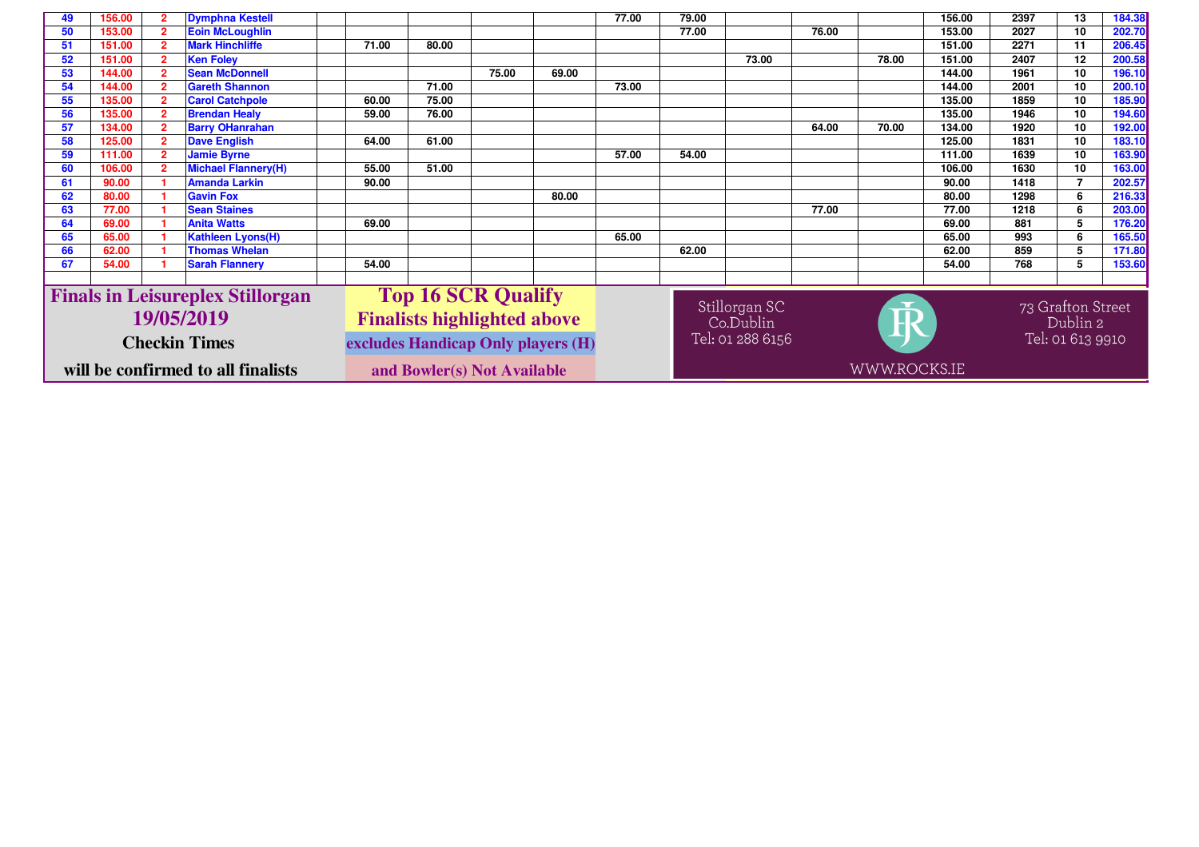| | | | | | | | | | | | | | | | | | |
|---|---|---|---|---|---|---|---|---|---|---|---|---|---|---|---|---|---|
| 49 | 156.00 | 2 | Dymphna Kestell | | | | | | 77.00 | 79.00 | | | | 156.00 | 2397 | 13 | 184.38 |
| 50 | 153.00 | 2 | Eoin McLoughlin | | | | | | | 77.00 | | 76.00 | | 153.00 | 2027 | 10 | 202.70 |
| 51 | 151.00 | 2 | Mark Hinchliffe | | 71.00 | 80.00 | | | | | | | | 151.00 | 2271 | 11 | 206.45 |
| 52 | 151.00 | 2 | Ken Foley | | | | | | | | 73.00 | | 78.00 | 151.00 | 2407 | 12 | 200.58 |
| 53 | 144.00 | 2 | Sean McDonnell | | | | 75.00 | 69.00 | | | | | | 144.00 | 1961 | 10 | 196.10 |
| 54 | 144.00 | 2 | Gareth Shannon | | | 71.00 | | | 73.00 | | | | | 144.00 | 2001 | 10 | 200.10 |
| 55 | 135.00 | 2 | Carol Catchpole | | 60.00 | 75.00 | | | | | | | | 135.00 | 1859 | 10 | 185.90 |
| 56 | 135.00 | 2 | Brendan Healy | | 59.00 | 76.00 | | | | | | | | 135.00 | 1946 | 10 | 194.60 |
| 57 | 134.00 | 2 | Barry OHanrahan | | | | | | | | | 64.00 | 70.00 | 134.00 | 1920 | 10 | 192.00 |
| 58 | 125.00 | 2 | Dave English | | 64.00 | 61.00 | | | | | | | | 125.00 | 1831 | 10 | 183.10 |
| 59 | 111.00 | 2 | Jamie Byrne | | | | | | 57.00 | 54.00 | | | | 111.00 | 1639 | 10 | 163.90 |
| 60 | 106.00 | 2 | Michael Flannery(H) | | 55.00 | 51.00 | | | | | | | | 106.00 | 1630 | 10 | 163.00 |
| 61 | 90.00 | 1 | Amanda Larkin | | 90.00 | | | | | | | | | 90.00 | 1418 | 7 | 202.57 |
| 62 | 80.00 | 1 | Gavin Fox | | | | | 80.00 | | | | | | 80.00 | 1298 | 6 | 216.33 |
| 63 | 77.00 | 1 | Sean Staines | | | | | | | | | 77.00 | | 77.00 | 1218 | 6 | 203.00 |
| 64 | 69.00 | 1 | Anita Watts | | 69.00 | | | | | | | | | 69.00 | 881 | 5 | 176.20 |
| 65 | 65.00 | 1 | Kathleen Lyons(H) | | | | | | 65.00 | | | | | 65.00 | 993 | 6 | 165.50 |
| 66 | 62.00 | 1 | Thomas Whelan | | | | | | | 62.00 | | | | 62.00 | 859 | 5 | 171.80 |
| 67 | 54.00 | 1 | Sarah Flannery | | 54.00 | | | | | | | | | 54.00 | 768 | 5 | 153.60 |

**Finals in Leisureplex Stillorgan**
**19/05/2019**
**Checkin Times**
**will be confirmed to all finalists**

**Top 16 SCR Qualify**
**Finalists highlighted above**
**excludes Handicap Only players (H)**
**and Bowler(s) Not Available**

Stillorgan SC
Co.Dublin
Tel: 01 288 6156

73 Grafton Street
Dublin 2
Tel: 01 613 9910

WWW.ROCKS.IE